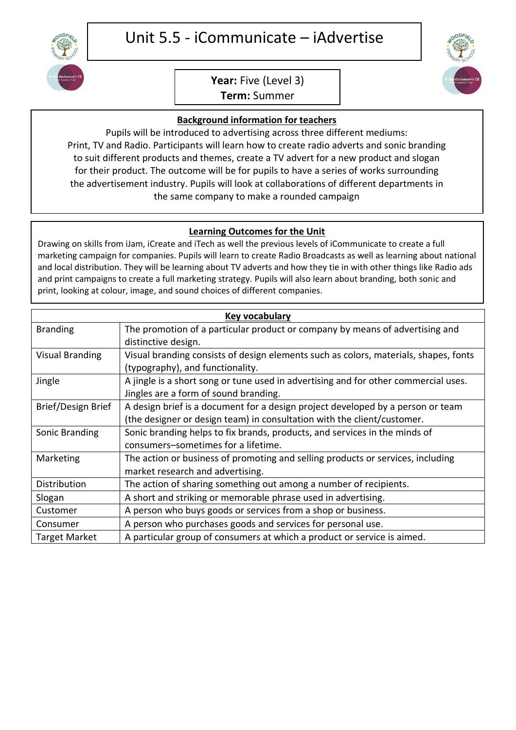# Unit 5.5 - iCommunicate – iAdvertise

**Year:** Five (Level 3)
**Term:** Summer

## Background information for teachers

Pupils will be introduced to advertising across three different mediums: Print, TV and Radio. Participants will learn how to create radio adverts and sonic branding to suit different products and themes, create a TV advert for a new product and slogan for their product. The outcome will be for pupils to have a series of works surrounding the advertisement industry. Pupils will look at collaborations of different departments in the same company to make a rounded campaign

## Learning Outcomes for the Unit

Drawing on skills from iJam, iCreate and iTech as well the previous levels of iCommunicate to create a full marketing campaign for companies. Pupils will learn to create Radio Broadcasts as well as learning about national and local distribution. They will be learning about TV adverts and how they tie in with other things like Radio ads and print campaigns to create a full marketing strategy. Pupils will also learn about branding, both sonic and print, looking at colour, image, and sound choices of different companies.

## Key vocabulary

| Term | Definition |
|---|---|
| Branding | The promotion of a particular product or company by means of advertising and distinctive design. |
| Visual Branding | Visual branding consists of design elements such as colors, materials, shapes, fonts (typography), and functionality. |
| Jingle | A jingle is a short song or tune used in advertising and for other commercial uses. Jingles are a form of sound branding. |
| Brief/Design Brief | A design brief is a document for a design project developed by a person or team (the designer or design team) in consultation with the client/customer. |
| Sonic Branding | Sonic branding helps to fix brands, products, and services in the minds of consumers–sometimes for a lifetime. |
| Marketing | The action or business of promoting and selling products or services, including market research and advertising. |
| Distribution | The action of sharing something out among a number of recipients. |
| Slogan | A short and striking or memorable phrase used in advertising. |
| Customer | A person who buys goods or services from a shop or business. |
| Consumer | A person who purchases goods and services for personal use. |
| Target Market | A particular group of consumers at which a product or service is aimed. |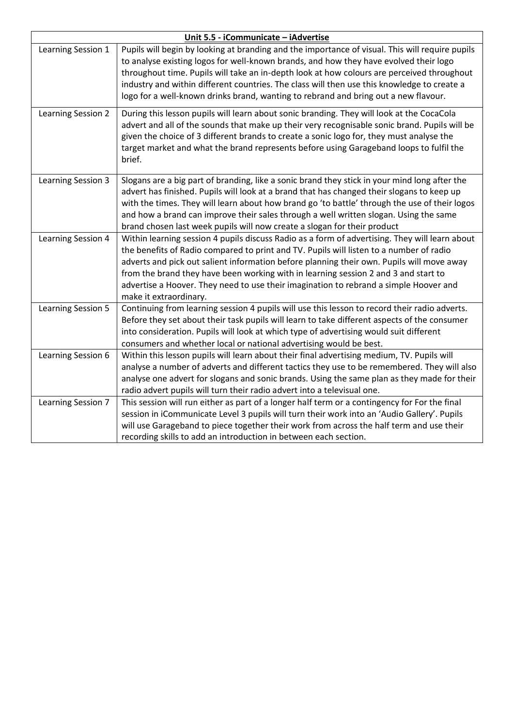| Unit 5.5 - iCommunicate – iAdvertise | |
|---|---|
| Learning Session 1 | Pupils will begin by looking at branding and the importance of visual. This will require pupils to analyse existing logos for well-known brands, and how they have evolved their logo throughout time. Pupils will take an in-depth look at how colours are perceived throughout industry and within different countries. The class will then use this knowledge to create a logo for a well-known drinks brand, wanting to rebrand and bring out a new flavour. |
| Learning Session 2 | During this lesson pupils will learn about sonic branding. They will look at the CocaCola advert and all of the sounds that make up their very recognisable sonic brand. Pupils will be given the choice of 3 different brands to create a sonic logo for, they must analyse the target market and what the brand represents before using Garageband loops to fulfil the brief. |
| Learning Session 3 | Slogans are a big part of branding, like a sonic brand they stick in your mind long after the advert has finished. Pupils will look at a brand that has changed their slogans to keep up with the times. They will learn about how brand go 'to battle' through the use of their logos and how a brand can improve their sales through a well written slogan. Using the same brand chosen last week pupils will now create a slogan for their product |
| Learning Session 4 | Within learning session 4 pupils discuss Radio as a form of advertising. They will learn about the benefits of Radio compared to print and TV. Pupils will listen to a number of radio adverts and pick out salient information before planning their own. Pupils will move away from the brand they have been working with in learning session 2 and 3 and start to advertise a Hoover. They need to use their imagination to rebrand a simple Hoover and make it extraordinary. |
| Learning Session 5 | Continuing from learning session 4 pupils will use this lesson to record their radio adverts. Before they set about their task pupils will learn to take different aspects of the consumer into consideration. Pupils will look at which type of advertising would suit different consumers and whether local or national advertising would be best. |
| Learning Session 6 | Within this lesson pupils will learn about their final advertising medium, TV. Pupils will analyse a number of adverts and different tactics they use to be remembered. They will also analyse one advert for slogans and sonic brands. Using the same plan as they made for their radio advert pupils will turn their radio advert into a televisual one. |
| Learning Session 7 | This session will run either as part of a longer half term or a contingency for For the final session in iCommunicate Level 3 pupils will turn their work into an 'Audio Gallery'. Pupils will use Garageband to piece together their work from across the half term and use their recording skills to add an introduction in between each section. |